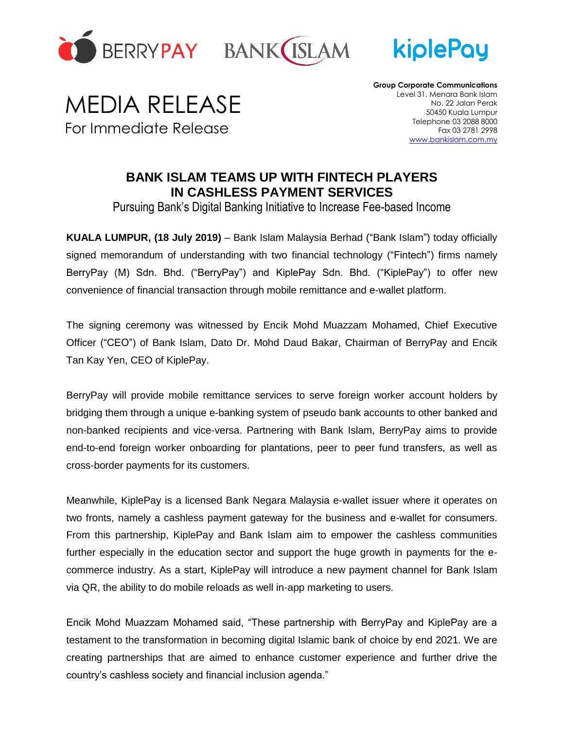BERRYPAY BANK ISLAM kiplePay

# MEDIA RELEASE

For Immediate Release

**Group Corporate Communications**
Level 31, Menara Bank Islam
No. 22 Jalan Perak
50450 Kuala Lumpur
Telephone 03 2088 8000
Fax 03 2781 2998
www.bankislam.com.my

## BANK ISLAM TEAMS UP WITH FINTECH PLAYERS IN CASHLESS PAYMENT SERVICES

Pursuing Bank's Digital Banking Initiative to Increase Fee-based Income

**KUALA LUMPUR, (18 July 2019)** – Bank Islam Malaysia Berhad ("Bank Islam") today officially signed memorandum of understanding with two financial technology ("Fintech") firms namely BerryPay (M) Sdn. Bhd. ("BerryPay") and KiplePay Sdn. Bhd. ("KiplePay") to offer new convenience of financial transaction through mobile remittance and e-wallet platform.

The signing ceremony was witnessed by Encik Mohd Muazzam Mohamed, Chief Executive Officer ("CEO") of Bank Islam, Dato Dr. Mohd Daud Bakar, Chairman of BerryPay and Encik Tan Kay Yen, CEO of KiplePay.

BerryPay will provide mobile remittance services to serve foreign worker account holders by bridging them through a unique e-banking system of pseudo bank accounts to other banked and non-banked recipients and vice-versa. Partnering with Bank Islam, BerryPay aims to provide end-to-end foreign worker onboarding for plantations, peer to peer fund transfers, as well as cross-border payments for its customers.

Meanwhile, KiplePay is a licensed Bank Negara Malaysia e-wallet issuer where it operates on two fronts, namely a cashless payment gateway for the business and e-wallet for consumers. From this partnership, KiplePay and Bank Islam aim to empower the cashless communities further especially in the education sector and support the huge growth in payments for the e-commerce industry. As a start, KiplePay will introduce a new payment channel for Bank Islam via QR, the ability to do mobile reloads as well in-app marketing to users.

Encik Mohd Muazzam Mohamed said, "These partnership with BerryPay and KiplePay are a testament to the transformation in becoming digital Islamic bank of choice by end 2021. We are creating partnerships that are aimed to enhance customer experience and further drive the country's cashless society and financial inclusion agenda."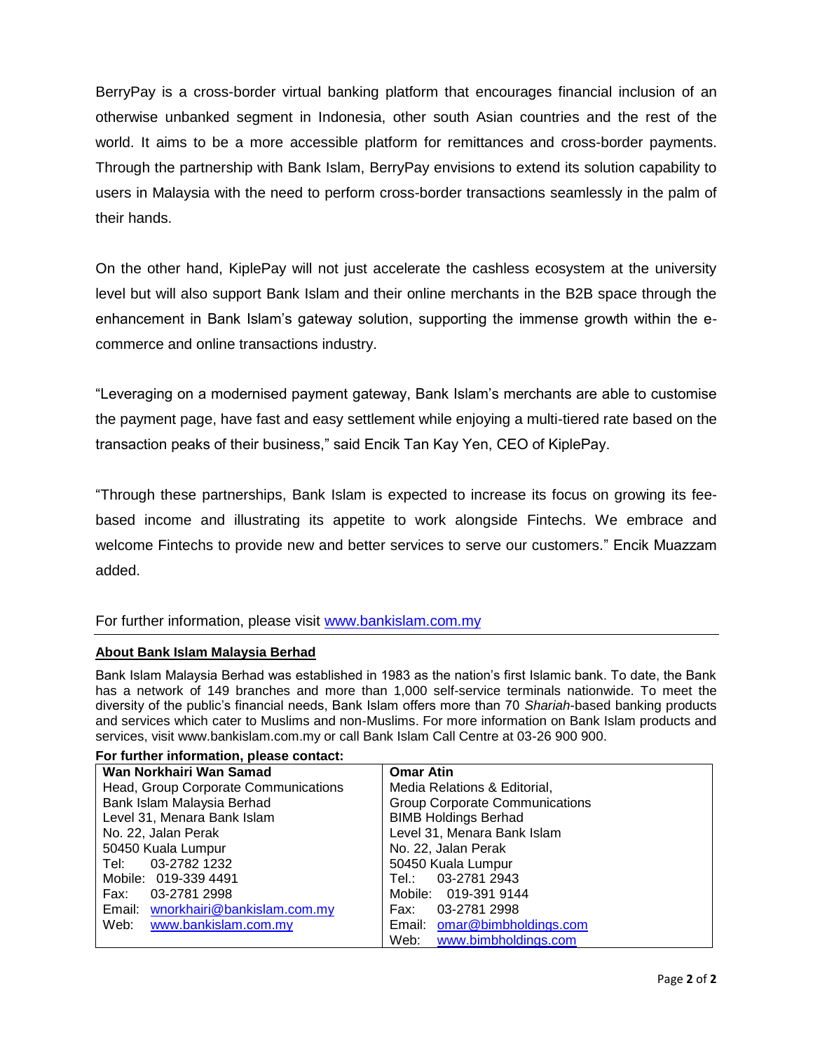BerryPay is a cross-border virtual banking platform that encourages financial inclusion of an otherwise unbanked segment in Indonesia, other south Asian countries and the rest of the world. It aims to be a more accessible platform for remittances and cross-border payments. Through the partnership with Bank Islam, BerryPay envisions to extend its solution capability to users in Malaysia with the need to perform cross-border transactions seamlessly in the palm of their hands.

On the other hand, KiplePay will not just accelerate the cashless ecosystem at the university level but will also support Bank Islam and their online merchants in the B2B space through the enhancement in Bank Islam's gateway solution, supporting the immense growth within the e-commerce and online transactions industry.

"Leveraging on a modernised payment gateway, Bank Islam's merchants are able to customise the payment page, have fast and easy settlement while enjoying a multi-tiered rate based on the transaction peaks of their business," said Encik Tan Kay Yen, CEO of KiplePay.

"Through these partnerships, Bank Islam is expected to increase its focus on growing its fee-based income and illustrating its appetite to work alongside Fintechs. We embrace and welcome Fintechs to provide new and better services to serve our customers." Encik Muazzam added.

For further information, please visit [www.bankislam.com.my](http://www.bankislam.com.my)

---

**About Bank Islam Malaysia Berhad**

Bank Islam Malaysia Berhad was established in 1983 as the nation's first Islamic bank. To date, the Bank has a network of 149 branches and more than 1,000 self-service terminals nationwide. To meet the diversity of the public's financial needs, Bank Islam offers more than 70 *Shariah*-based banking products and services which cater to Muslims and non-Muslims. For more information on Bank Islam products and services, visit www.bankislam.com.my or call Bank Islam Call Centre at 03-26 900 900.

**For further information, please contact:**

| | |
|---|---|
| **Wan Norkhairi Wan Samad**<br>Head, Group Corporate Communications<br>Bank Islam Malaysia Berhad<br>Level 31, Menara Bank Islam<br>No. 22, Jalan Perak<br>50450 Kuala Lumpur<br>Tel: 03-2782 1232<br>Mobile: 019-339 4491<br>Fax: 03-2781 2998<br>Email: wnorkhairi@bankislam.com.my<br>Web: www.bankislam.com.my | **Omar Atin**<br>Media Relations & Editorial,<br>Group Corporate Communications<br>BIMB Holdings Berhad<br>Level 31, Menara Bank Islam<br>No. 22, Jalan Perak<br>50450 Kuala Lumpur<br>Tel.: 03-2781 2943<br>Mobile: 019-391 9144<br>Fax: 03-2781 2998<br>Email: omar@bimbholdings.com<br>Web: www.bimbholdings.com |